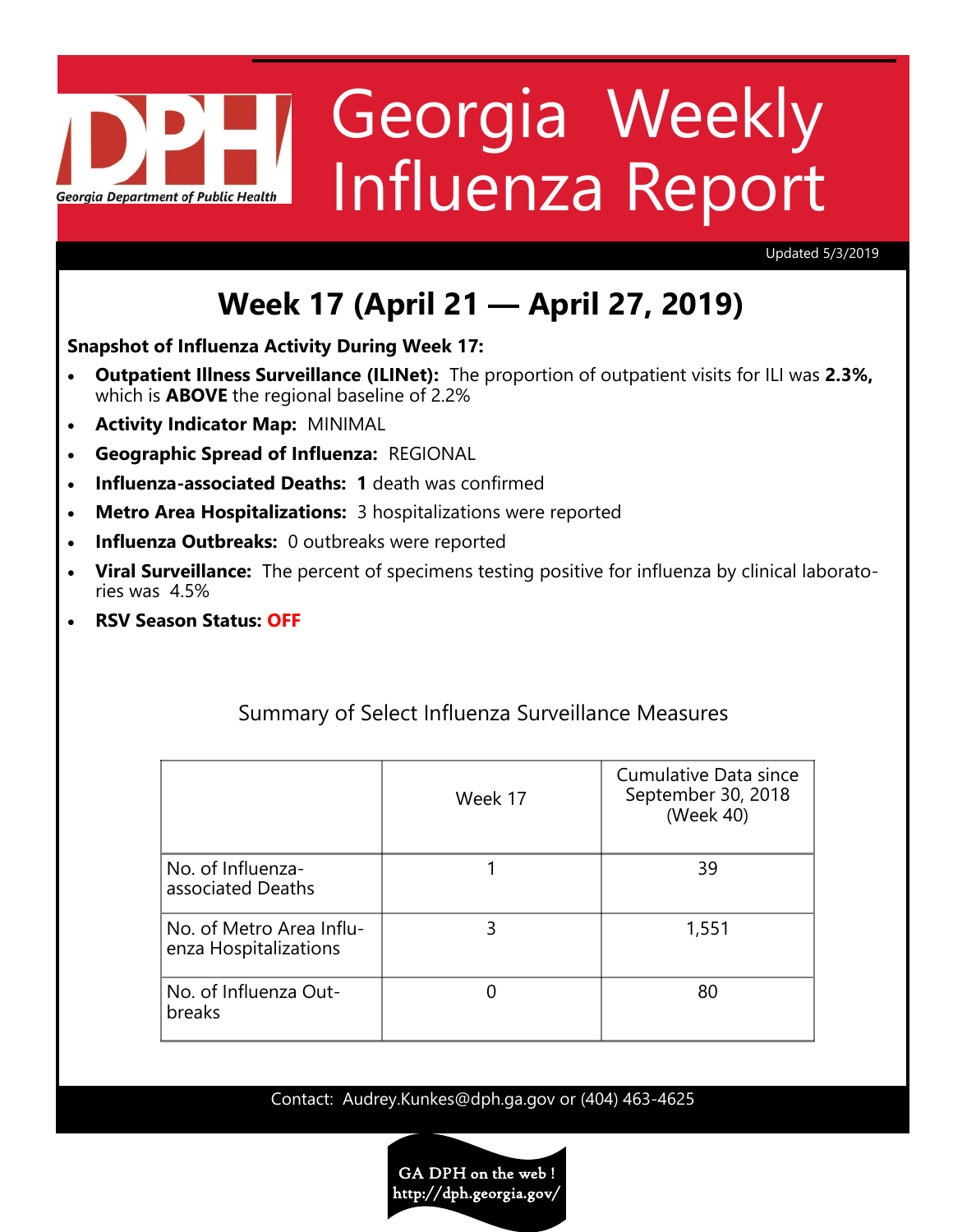# Georgia Weekly Influenza Report

Georgia Department of Public Health

Updated 5/3/2019

## Week 17 (April 21 — April 27, 2019)

**Snapshot of Influenza Activity During Week 17:**

- **Outpatient Illness Surveillance (ILINet):** The proportion of outpatient visits for ILI was **2.3%,** which is **ABOVE** the regional baseline of 2.2%
- **Activity Indicator Map:** MINIMAL
- **Geographic Spread of Influenza:** REGIONAL
- **Influenza-associated Deaths:** **1** death was confirmed
- **Metro Area Hospitalizations:** 3 hospitalizations were reported
- **Influenza Outbreaks:** 0 outbreaks were reported
- **Viral Surveillance:** The percent of specimens testing positive for influenza by clinical laboratories was 4.5%
- **RSV Season Status:** **OFF**

Summary of Select Influenza Surveillance Measures

| | Week 17 | Cumulative Data since September 30, 2018 (Week 40) |
|---|---|---|
| No. of Influenza-associated Deaths | 1 | 39 |
| No. of Metro Area Influenza Hospitalizations | 3 | 1,551 |
| No. of Influenza Outbreaks | 0 | 80 |

Contact: Audrey.Kunkes@dph.ga.gov or (404) 463-4625

GA DPH on the web ! http://dph.georgia.gov/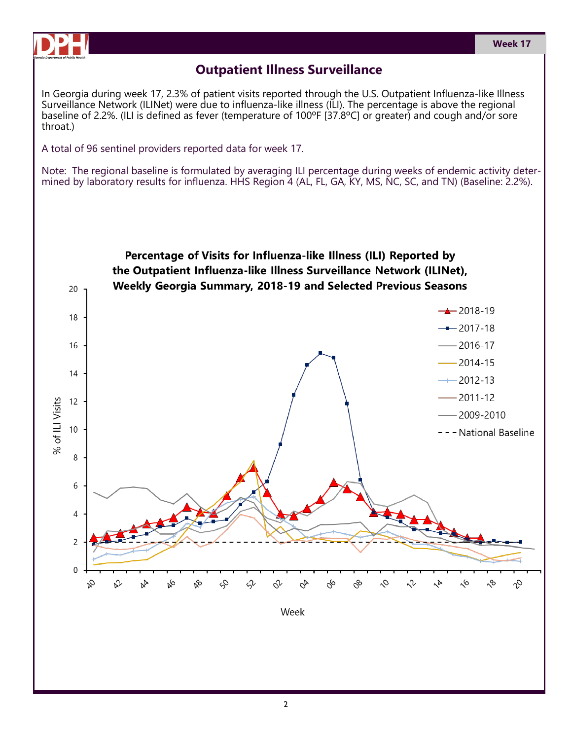## Outpatient Illness Surveillance

In Georgia during week 17, 2.3% of patient visits reported through the U.S. Outpatient Influenza-like Illness Surveillance Network (ILINet) were due to influenza-like illness (ILI). The percentage is above the regional baseline of 2.2%. (ILI is defined as fever (temperature of 100ºF [37.8ºC] or greater) and cough and/or sore throat.)

A total of 96 sentinel providers reported data for week 17.

Note: The regional baseline is formulated by averaging ILI percentage during weeks of endemic activity determined by laboratory results for influenza. HHS Region 4 (AL, FL, GA, KY, MS, NC, SC, and TN) (Baseline: 2.2%).

**Percentage of Visits for Influenza-like Illness (ILI) Reported by the Outpatient Influenza-like Illness Surveillance Network (ILINet), Weekly Georgia Summary, 2018-19 and Selected Previous Seasons**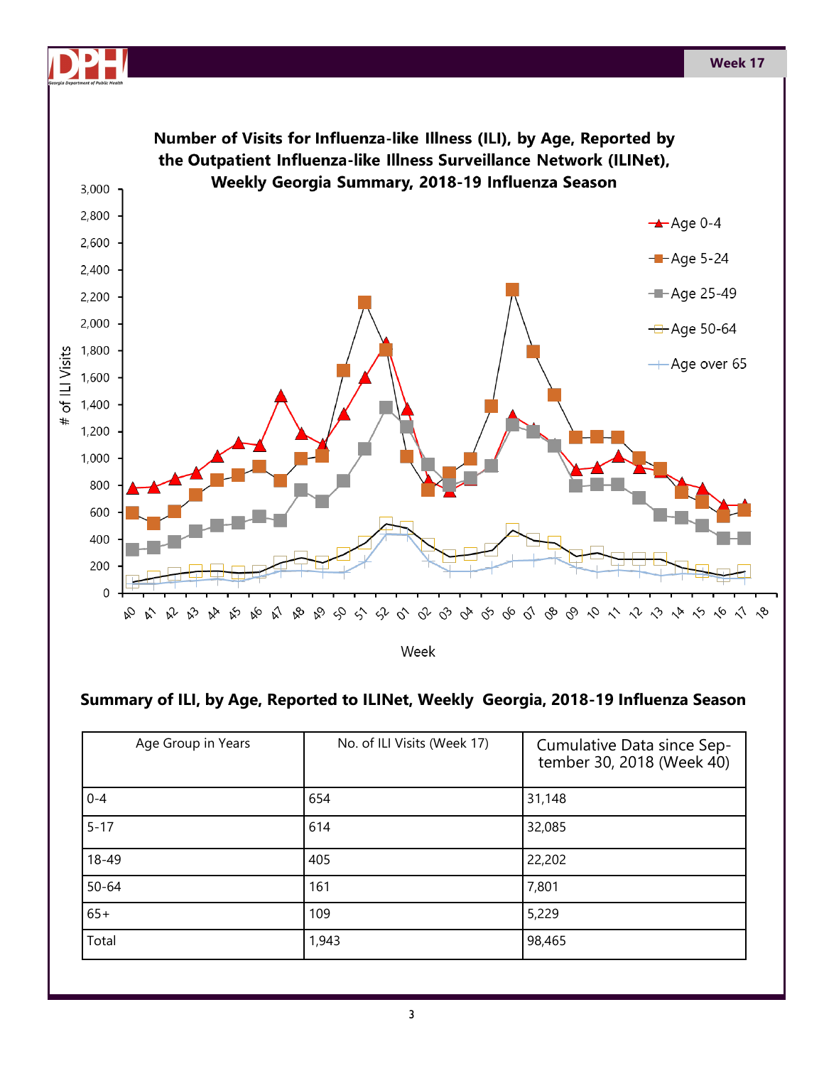## Number of Visits for Influenza-like Illness (ILI), by Age, Reported by the Outpatient Influenza-like Illness Surveillance Network (ILINet), Weekly Georgia Summary, 2018-19 Influenza Season

## Summary of ILI, by Age, Reported to ILINet, Weekly Georgia, 2018-19 Influenza Season

| Age Group in Years | No. of ILI Visits (Week 17) | Cumulative Data since September 30, 2018 (Week 40) |
|---|---|---|
| 0-4 | 654 | 31,148 |
| 5-17 | 614 | 32,085 |
| 18-49 | 405 | 22,202 |
| 50-64 | 161 | 7,801 |
| 65+ | 109 | 5,229 |
| Total | 1,943 | 98,465 |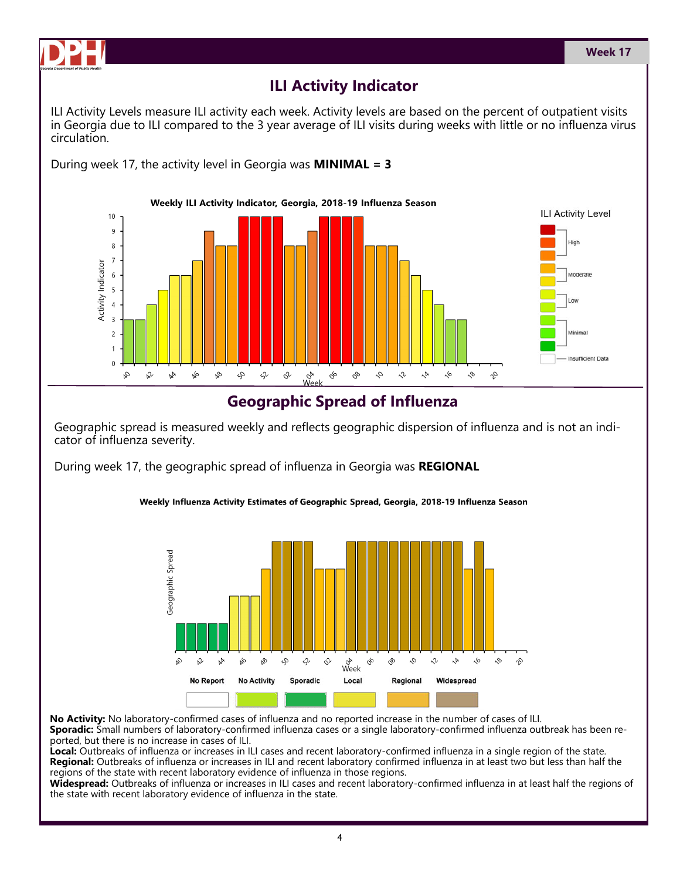## ILI Activity Indicator

ILI Activity Levels measure ILI activity each week. Activity levels are based on the percent of outpatient visits in Georgia due to ILI compared to the 3 year average of ILI visits during weeks with little or no influenza virus circulation.

During week 17, the activity level in Georgia was **MINIMAL = 3**

**Weekly ILI Activity Indicator, Georgia, 2018-19 Influenza Season**

## Geographic Spread of Influenza

Geographic spread is measured weekly and reflects geographic dispersion of influenza and is not an indicator of influenza severity.

During week 17, the geographic spread of influenza in Georgia was **REGIONAL**

**Weekly Influenza Activity Estimates of Geographic Spread, Georgia, 2018-19 Influenza Season**

**No Activity:** No laboratory-confirmed cases of influenza and no reported increase in the number of cases of ILI.
**Sporadic:** Small numbers of laboratory-confirmed influenza cases or a single laboratory-confirmed influenza outbreak has been reported, but there is no increase in cases of ILI.
**Local:** Outbreaks of influenza or increases in ILI cases and recent laboratory-confirmed influenza in a single region of the state.
**Regional:** Outbreaks of influenza or increases in ILI and recent laboratory confirmed influenza in at least two but less than half the regions of the state with recent laboratory evidence of influenza in those regions.
**Widespread:** Outbreaks of influenza or increases in ILI cases and recent laboratory-confirmed influenza in at least half the regions of the state with recent laboratory evidence of influenza in the state.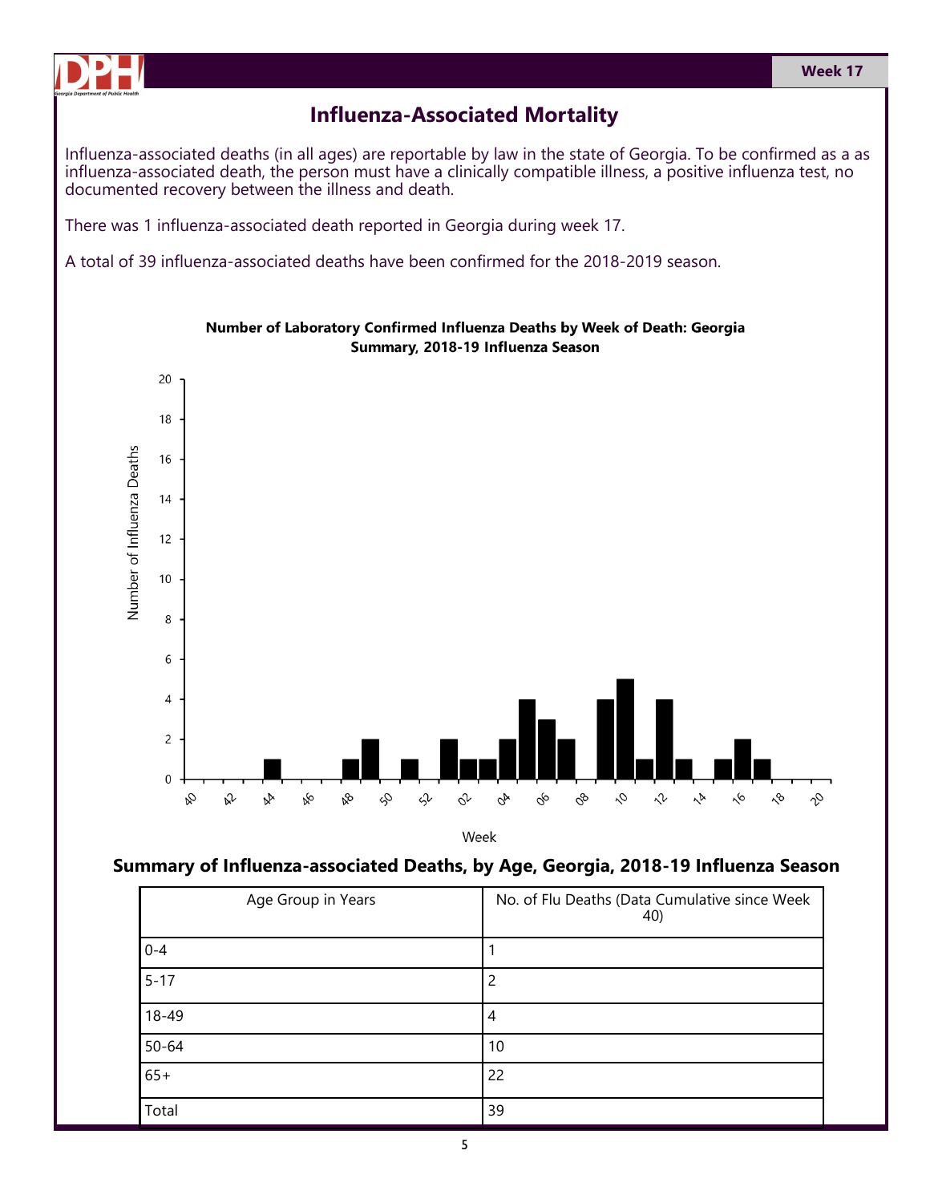# Influenza-Associated Mortality

Influenza-associated deaths (in all ages) are reportable by law in the state of Georgia. To be confirmed as a as influenza-associated death, the person must have a clinically compatible illness, a positive influenza test, no documented recovery between the illness and death.

There was 1 influenza-associated death reported in Georgia during week 17.

A total of 39 influenza-associated deaths have been confirmed for the 2018-2019 season.

**Number of Laboratory Confirmed Influenza Deaths by Week of Death: Georgia Summary, 2018-19 Influenza Season**

## Summary of Influenza-associated Deaths, by Age, Georgia, 2018-19 Influenza Season

| Age Group in Years | No. of Flu Deaths (Data Cumulative since Week 40) |
|---|---|
| 0-4 | 1 |
| 5-17 | 2 |
| 18-49 | 4 |
| 50-64 | 10 |
| 65+ | 22 |
| Total | 39 |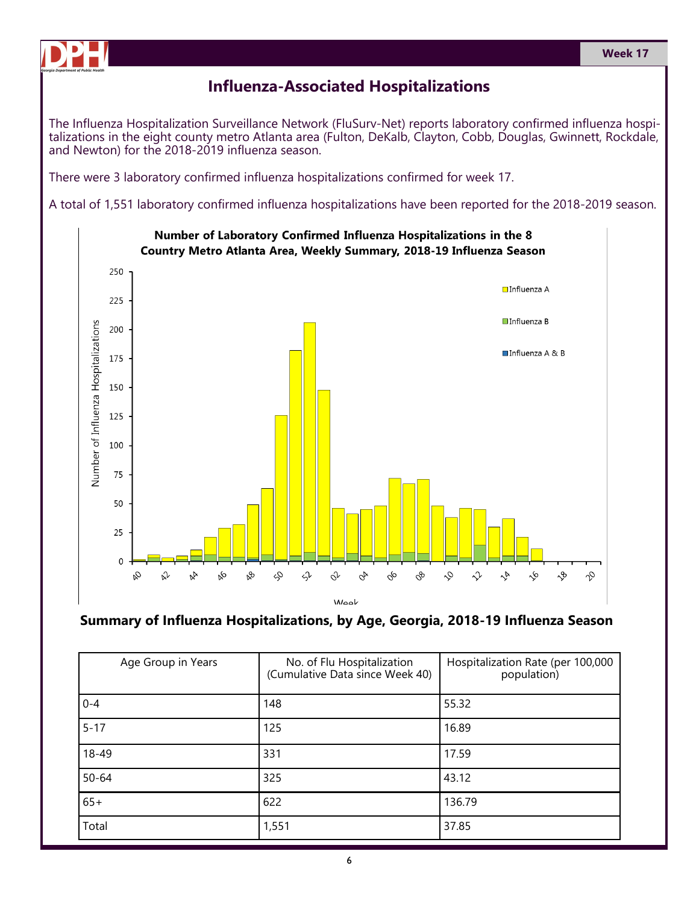# Influenza-Associated Hospitalizations

The Influenza Hospitalization Surveillance Network (FluSurv-Net) reports laboratory confirmed influenza hospitalizations in the eight county metro Atlanta area (Fulton, DeKalb, Clayton, Cobb, Douglas, Gwinnett, Rockdale, and Newton) for the 2018-2019 influenza season.

There were 3 laboratory confirmed influenza hospitalizations confirmed for week 17.

A total of 1,551 laboratory confirmed influenza hospitalizations have been reported for the 2018-2019 season.

**Number of Laboratory Confirmed Influenza Hospitalizations in the 8 Country Metro Atlanta Area, Weekly Summary, 2018-19 Influenza Season**

### Summary of Influenza Hospitalizations, by Age, Georgia, 2018-19 Influenza Season

| Age Group in Years | No. of Flu Hospitalization (Cumulative Data since Week 40) | Hospitalization Rate (per 100,000 population) |
|---|---|---|
| 0-4 | 148 | 55.32 |
| 5-17 | 125 | 16.89 |
| 18-49 | 331 | 17.59 |
| 50-64 | 325 | 43.12 |
| 65+ | 622 | 136.79 |
| Total | 1,551 | 37.85 |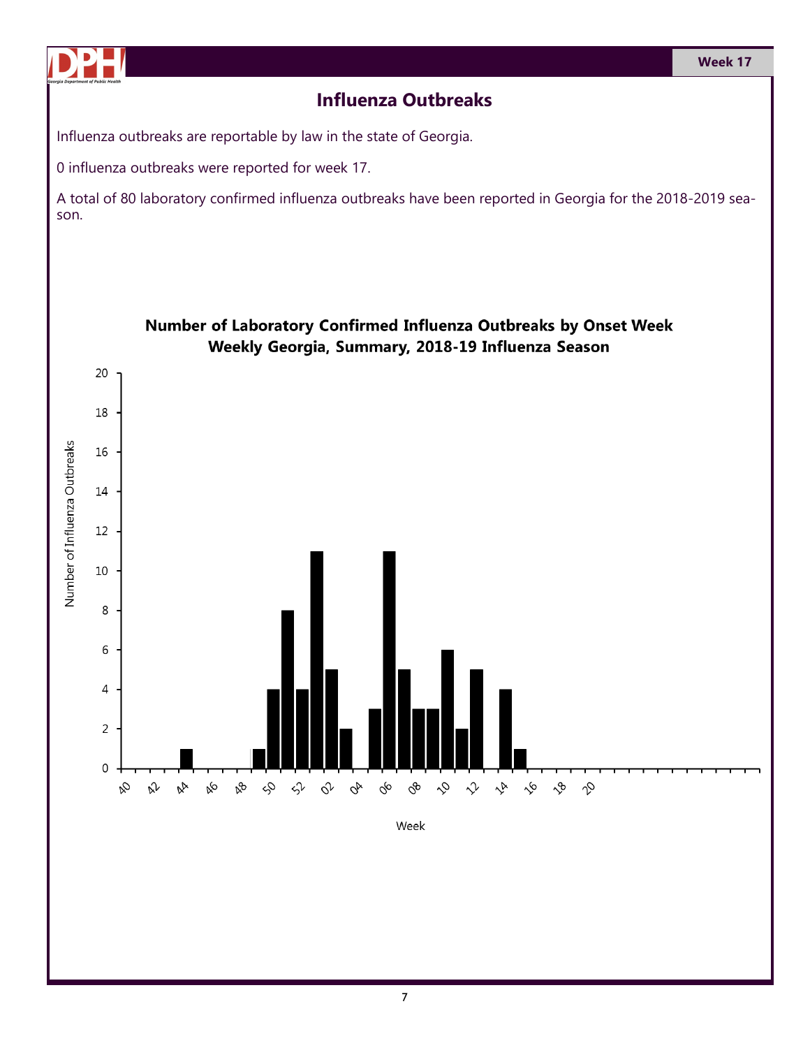## Influenza Outbreaks

Influenza outbreaks are reportable by law in the state of Georgia.

0 influenza outbreaks were reported for week 17.

A total of 80 laboratory confirmed influenza outbreaks have been reported in Georgia for the 2018-2019 season.

**Number of Laboratory Confirmed Influenza Outbreaks by Onset Week**
**Weekly Georgia, Summary, 2018-19 Influenza Season**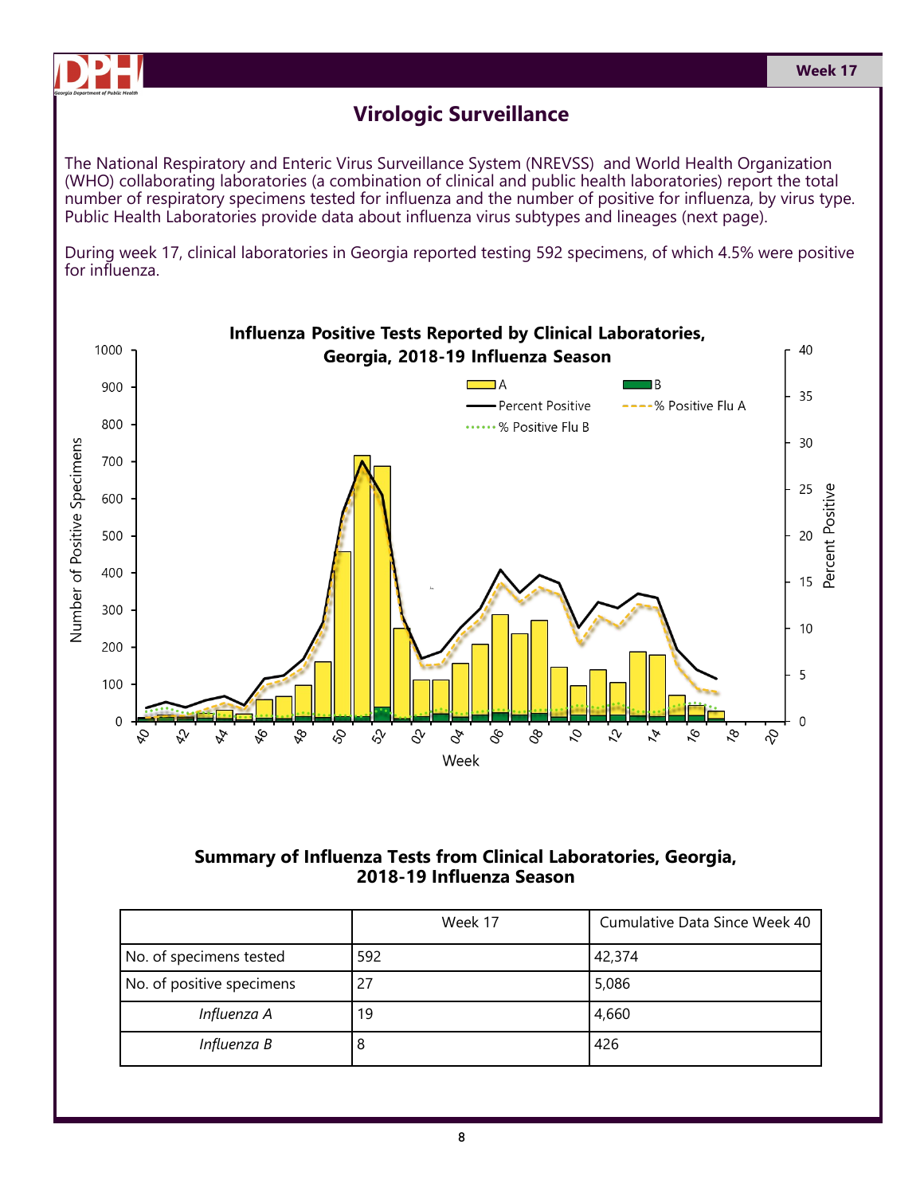## Virologic Surveillance

The National Respiratory and Enteric Virus Surveillance System (NREVSS) and World Health Organization (WHO) collaborating laboratories (a combination of clinical and public health laboratories) report the total number of respiratory specimens tested for influenza and the number of positive for influenza, by virus type. Public Health Laboratories provide data about influenza virus subtypes and lineages (next page).

During week 17, clinical laboratories in Georgia reported testing 592 specimens, of which 4.5% were positive for influenza.

**Influenza Positive Tests Reported by Clinical Laboratories, Georgia, 2018-19 Influenza Season**

**Summary of Influenza Tests from Clinical Laboratories, Georgia, 2018-19 Influenza Season**

| | Week 17 | Cumulative Data Since Week 40 |
|---|---|---|
| No. of specimens tested | 592 | 42,374 |
| No. of positive specimens | 27 | 5,086 |
| *Influenza A* | 19 | 4,660 |
| *Influenza B* | 8 | 426 |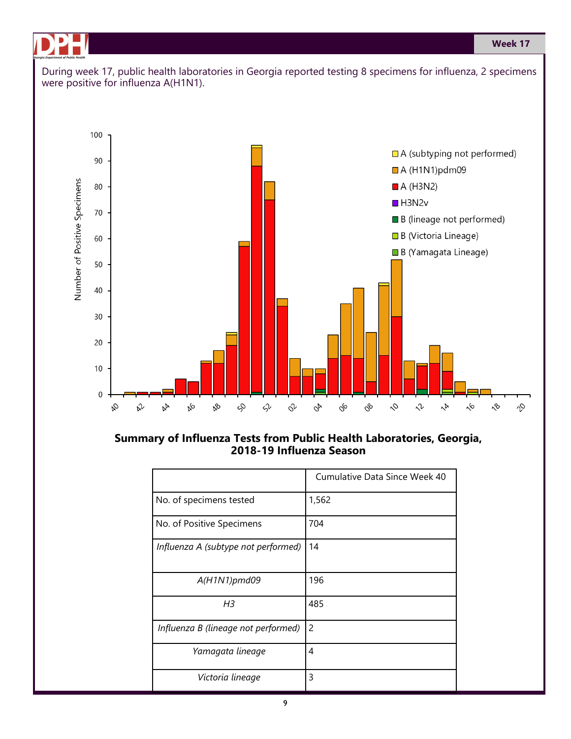During week 17, public health laboratories in Georgia reported testing 8 specimens for influenza, 2 specimens were positive for influenza A(H1N1).

**Summary of Influenza Tests from Public Health Laboratories, Georgia, 2018-19 Influenza Season**

| | Cumulative Data Since Week 40 |
|---|---|
| No. of specimens tested | 1,562 |
| No. of Positive Specimens | 704 |
| *Influenza A (subtype not performed)* | 14 |
| *A(H1N1)pmd09* | 196 |
| *H3* | 485 |
| *Influenza B (lineage not performed)* | 2 |
| *Yamagata lineage* | 4 |
| *Victoria lineage* | 3 |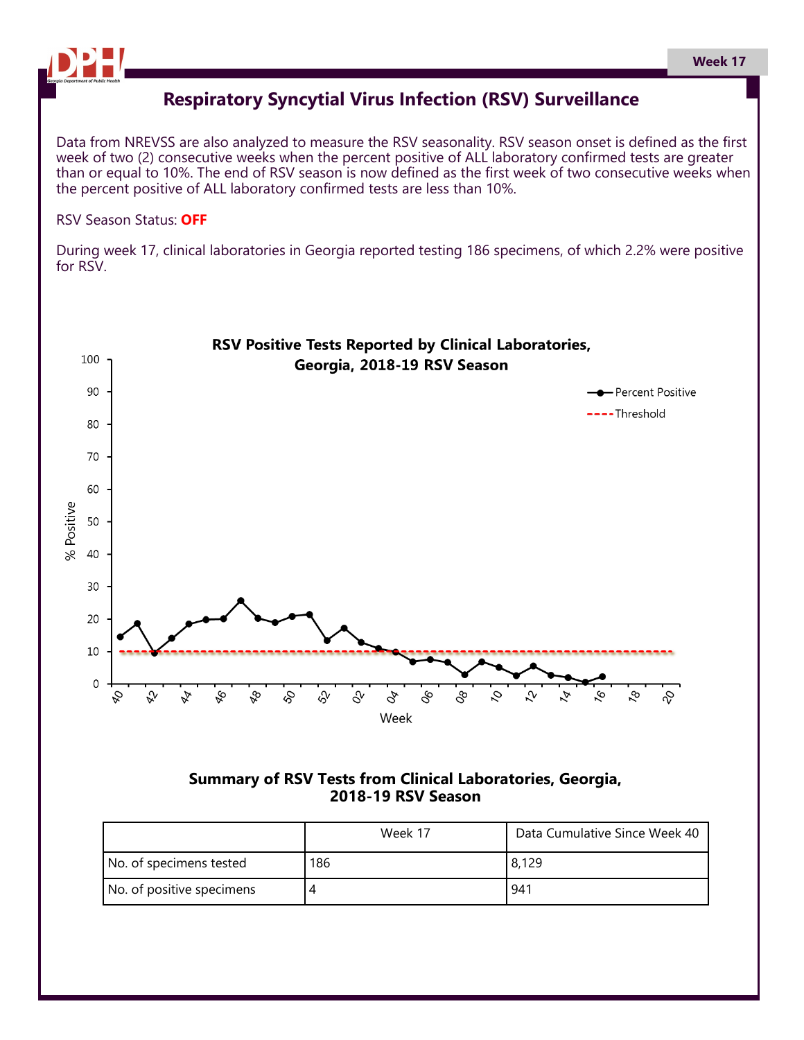## Respiratory Syncytial Virus Infection (RSV) Surveillance

Data from NREVSS are also analyzed to measure the RSV seasonality. RSV season onset is defined as the first week of two (2) consecutive weeks when the percent positive of ALL laboratory confirmed tests are greater than or equal to 10%. The end of RSV season is now defined as the first week of two consecutive weeks when the percent positive of ALL laboratory confirmed tests are less than 10%.

RSV Season Status: **OFF**

During week 17, clinical laboratories in Georgia reported testing 186 specimens, of which 2.2% were positive for RSV.

**RSV Positive Tests Reported by Clinical Laboratories, Georgia, 2018-19 RSV Season**

% Positive

100
90
80
70
60
50
40
30
20
10
0

40 42 44 46 48 50 52 02 04 06 08 10 12 14 16 18 20

Week

Percent Positive
Threshold

**Summary of RSV Tests from Clinical Laboratories, Georgia, 2018-19 RSV Season**

| | Week 17 | Data Cumulative Since Week 40 |
|---|---|---|
| No. of specimens tested | 186 | 8,129 |
| No. of positive specimens | 4 | 941 |